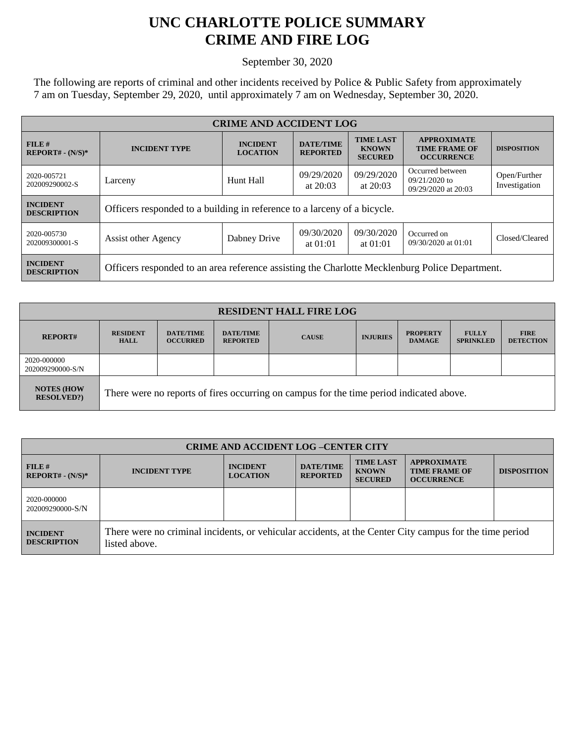# UNC CHARLOTTE POLICE SUMMARY
# CRIME AND FIRE LOG

September 30, 2020

The following are reports of criminal and other incidents received by Police & Public Safety from approximately 7 am on Tuesday, September 29, 2020, until approximately 7 am on Wednesday, September 30, 2020.

| CRIME AND ACCIDENT LOG | | | | | | |
|---|---|---|---|---|---|---|
| **FILE # REPORT# - (N/S)*** | **INCIDENT TYPE** | **INCIDENT LOCATION** | **DATE/TIME REPORTED** | **TIME LAST KNOWN SECURED** | **APPROXIMATE TIME FRAME OF OCCURRENCE** | **DISPOSITION** |
| 2020-005721 202009290002-S | Larceny | Hunt Hall | 09/29/2020 at 20:03 | 09/29/2020 at 20:03 | Occurred between 09/21/2020 to 09/29/2020 at 20:03 | Open/Further Investigation |
| **INCIDENT DESCRIPTION** | Officers responded to a building in reference to a larceny of a bicycle. | | | | | |
| 2020-005730 202009300001-S | Assist other Agency | Dabney Drive | 09/30/2020 at 01:01 | 09/30/2020 at 01:01 | Occurred on 09/30/2020 at 01:01 | Closed/Cleared |
| **INCIDENT DESCRIPTION** | Officers responded to an area reference assisting the Charlotte Mecklenburg Police Department. | | | | | |

| RESIDENT HALL FIRE LOG | | | | | | | | |
|---|---|---|---|---|---|---|---|---|
| **REPORT#** | **RESIDENT HALL** | **DATE/TIME OCCURRED** | **DATE/TIME REPORTED** | **CAUSE** | **INJURIES** | **PROPERTY DAMAGE** | **FULLY SPRINKLED** | **FIRE DETECTION** |
| 2020-000000 202009290000-S/N | | | | | | | | |
| **NOTES (HOW RESOLVED?)** | There were no reports of fires occurring on campus for the time period indicated above. | | | | | | | |

| CRIME AND ACCIDENT LOG –CENTER CITY | | | | | | |
|---|---|---|---|---|---|---|
| **FILE # REPORT# - (N/S)*** | **INCIDENT TYPE** | **INCIDENT LOCATION** | **DATE/TIME REPORTED** | **TIME LAST KNOWN SECURED** | **APPROXIMATE TIME FRAME OF OCCURRENCE** | **DISPOSITION** |
| 2020-000000 202009290000-S/N | | | | | | |
| **INCIDENT DESCRIPTION** | There were no criminal incidents, or vehicular accidents, at the Center City campus for the time period listed above. | | | | | |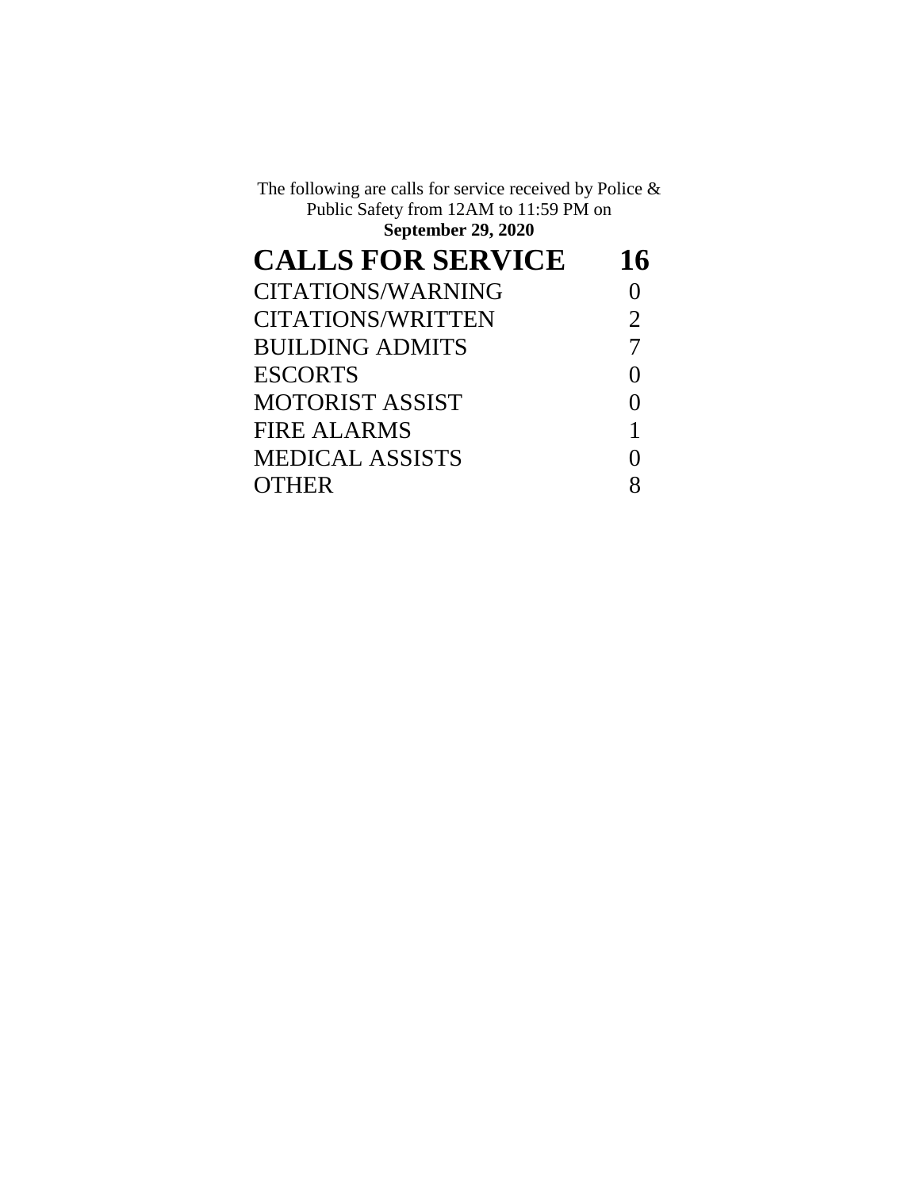The following are calls for service received by Police & Public Safety from 12AM to 11:59 PM on

**September 29, 2020**

| | |
|---|---|
| **CALLS FOR SERVICE** | **16** |
| CITATIONS/WARNING | 0 |
| CITATIONS/WRITTEN | 2 |
| BUILDING ADMITS | 7 |
| ESCORTS | 0 |
| MOTORIST ASSIST | 0 |
| FIRE ALARMS | 1 |
| MEDICAL ASSISTS | 0 |
| OTHER | 8 |